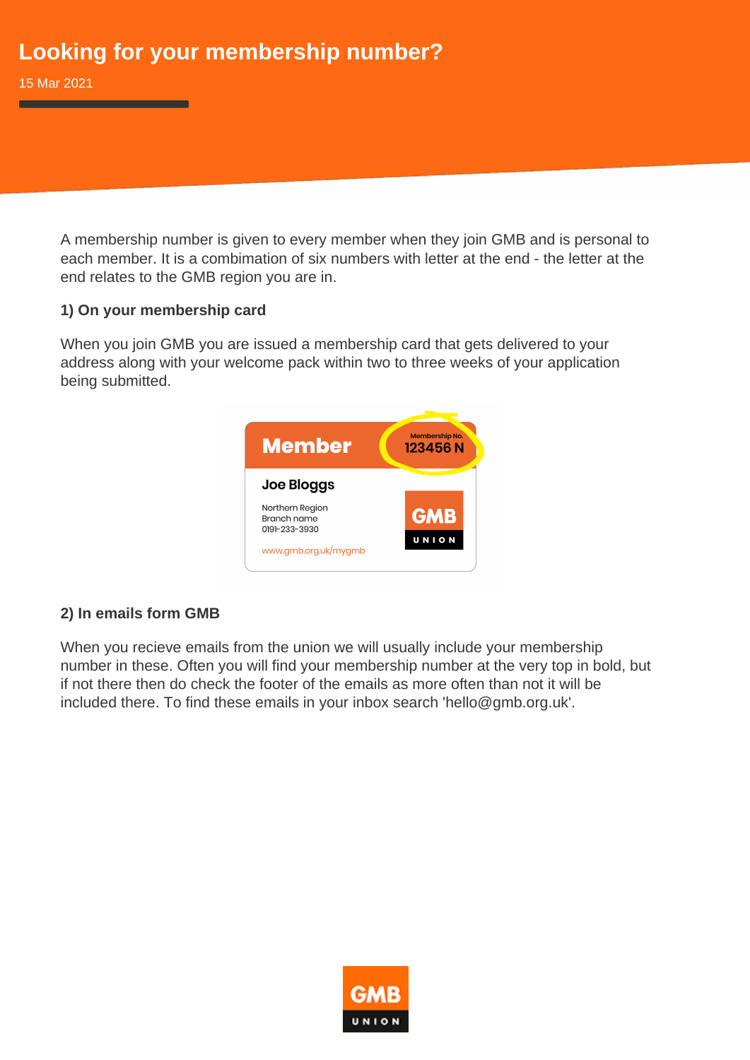# Looking for your membership number?

15 Mar 2021

A membership number is given to every member when they join GMB and is personal to each member. It is a combimation of six numbers with letter at the end - the letter at the end relates to the GMB region you are in.

**1) On your membership card**

When you join GMB you are issued a membership card that gets delivered to your address along with your welcome pack within two to three weeks of your application being submitted.

**2) In emails form GMB**

When you recieve emails from the union we will usually include your membership number in these. Often you will find your membership number at the very top in bold, but if not there then do check the footer of the emails as more often than not it will be included there. To find these emails in your inbox search 'hello@gmb.org.uk'.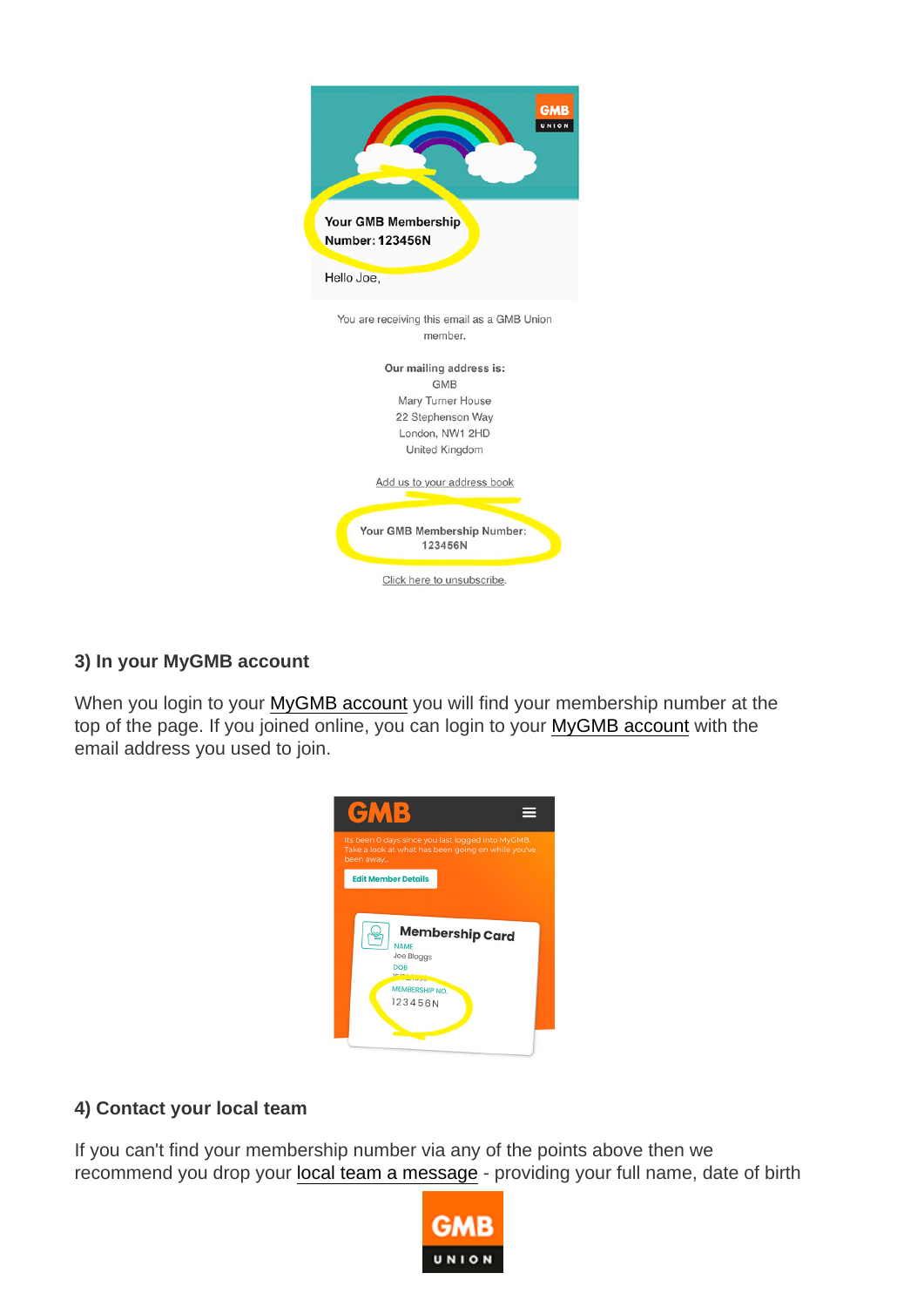### 3) In your MyGMB account

When you login to your MyGMB account you will find your membership number at the top of the page. If you joined online, you can login to your MyGMB account with the email address you used to join.

### 4) Contact your local team

If you can't find your membership number via any of the points above then we recommend you drop your local team a message - providing your full name, date of birth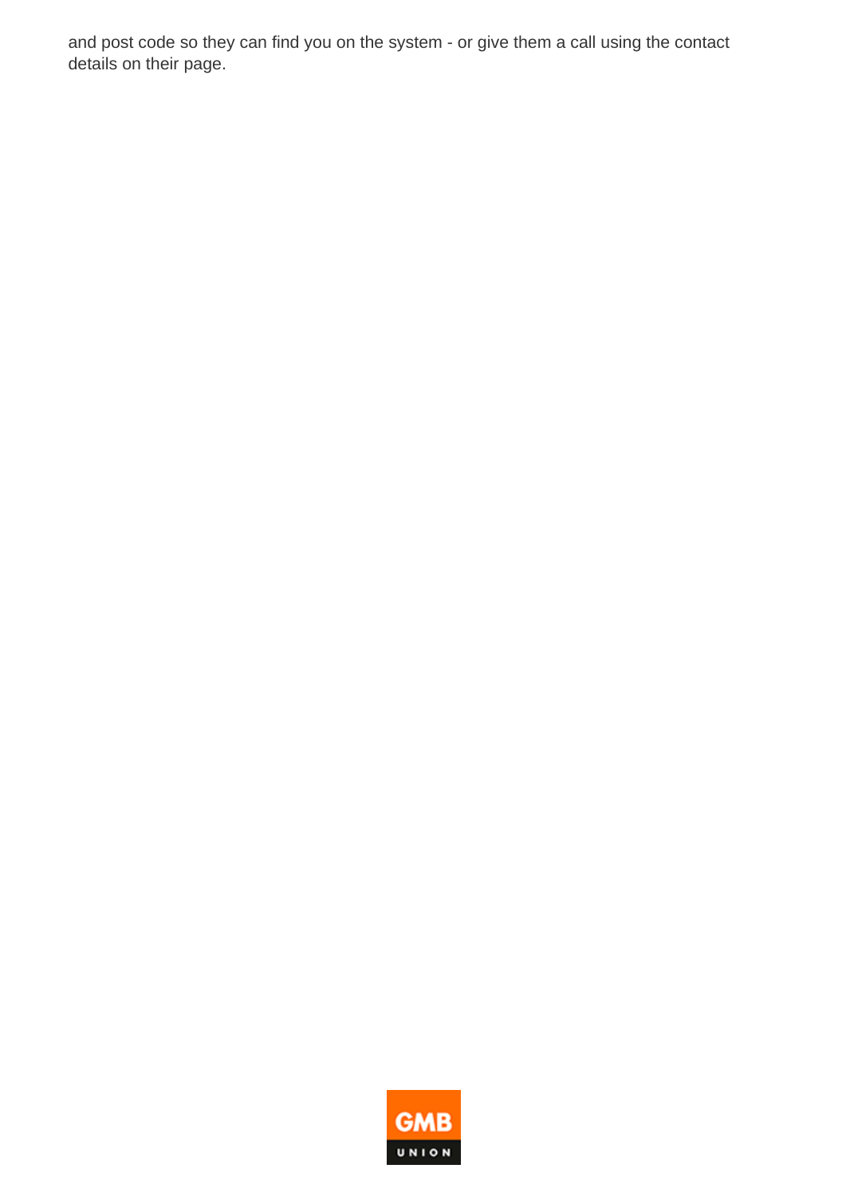and post code so they can find you on the system - or give them a call using the contact details on their page.